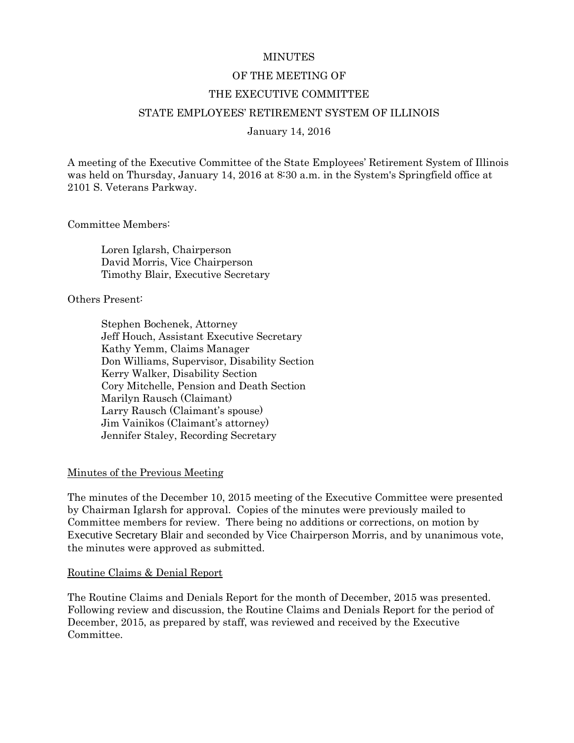# MINUTES

## OF THE MEETING OF

## THE EXECUTIVE COMMITTEE

## STATE EMPLOYEES' RETIREMENT SYSTEM OF ILLINOIS

January 14, 2016

A meeting of the Executive Committee of the State Employees' Retirement System of Illinois was held on Thursday, January 14, 2016 at 8:30 a.m. in the System's Springfield office at 2101 S. Veterans Parkway.

Committee Members:

- Loren Iglarsh, Chairperson
- David Morris, Vice Chairperson
- Timothy Blair, Executive Secretary

Others Present:

- Stephen Bochenek, Attorney
- Jeff Houch, Assistant Executive Secretary
- Kathy Yemm, Claims Manager
- Don Williams, Supervisor, Disability Section
- Kerry Walker, Disability Section
- Cory Mitchelle, Pension and Death Section
- Marilyn Rausch (Claimant)
- Larry Rausch (Claimant's spouse)
- Jim Vainikos (Claimant's attorney)
- Jennifer Staley, Recording Secretary

<u>Minutes of the Previous Meeting</u>

The minutes of the December 10, 2015 meeting of the Executive Committee were presented by Chairman Iglarsh for approval. Copies of the minutes were previously mailed to Committee members for review. There being no additions or corrections, on motion by Executive Secretary Blair and seconded by Vice Chairperson Morris, and by unanimous vote, the minutes were approved as submitted.

<u>Routine Claims & Denial Report</u>

The Routine Claims and Denials Report for the month of December, 2015 was presented. Following review and discussion, the Routine Claims and Denials Report for the period of December, 2015, as prepared by staff, was reviewed and received by the Executive Committee.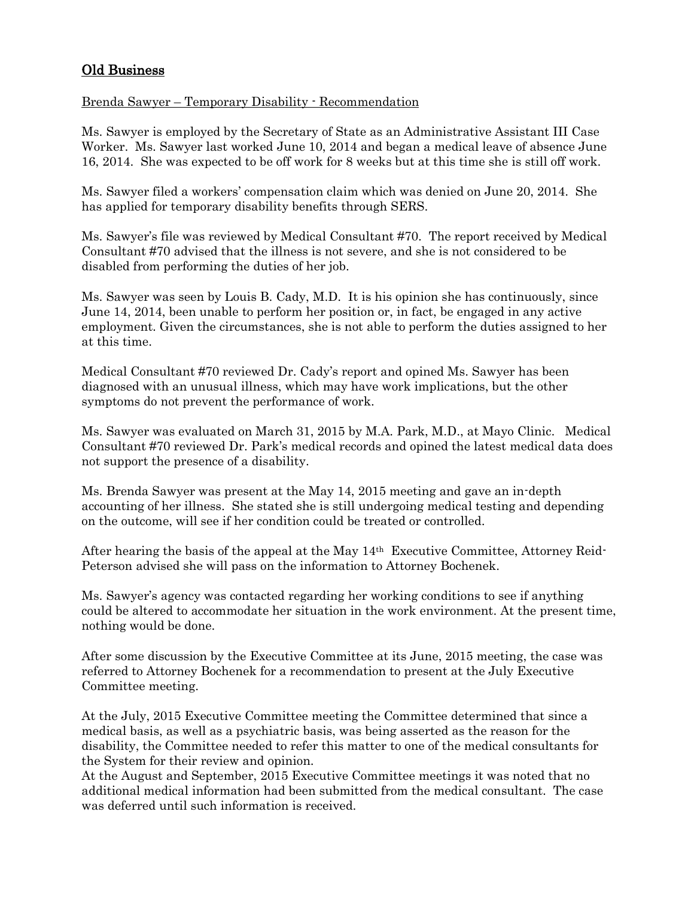## Old Business

Brenda Sawyer – Temporary Disability - Recommendation

Ms. Sawyer is employed by the Secretary of State as an Administrative Assistant III Case Worker. Ms. Sawyer last worked June 10, 2014 and began a medical leave of absence June 16, 2014. She was expected to be off work for 8 weeks but at this time she is still off work.

Ms. Sawyer filed a workers' compensation claim which was denied on June 20, 2014. She has applied for temporary disability benefits through SERS.

Ms. Sawyer's file was reviewed by Medical Consultant #70. The report received by Medical Consultant #70 advised that the illness is not severe, and she is not considered to be disabled from performing the duties of her job.

Ms. Sawyer was seen by Louis B. Cady, M.D. It is his opinion she has continuously, since June 14, 2014, been unable to perform her position or, in fact, be engaged in any active employment. Given the circumstances, she is not able to perform the duties assigned to her at this time.

Medical Consultant #70 reviewed Dr. Cady's report and opined Ms. Sawyer has been diagnosed with an unusual illness, which may have work implications, but the other symptoms do not prevent the performance of work.

Ms. Sawyer was evaluated on March 31, 2015 by M.A. Park, M.D., at Mayo Clinic. Medical Consultant #70 reviewed Dr. Park's medical records and opined the latest medical data does not support the presence of a disability.

Ms. Brenda Sawyer was present at the May 14, 2015 meeting and gave an in-depth accounting of her illness. She stated she is still undergoing medical testing and depending on the outcome, will see if her condition could be treated or controlled.

After hearing the basis of the appeal at the May 14th Executive Committee, Attorney Reid-Peterson advised she will pass on the information to Attorney Bochenek.

Ms. Sawyer's agency was contacted regarding her working conditions to see if anything could be altered to accommodate her situation in the work environment. At the present time, nothing would be done.

After some discussion by the Executive Committee at its June, 2015 meeting, the case was referred to Attorney Bochenek for a recommendation to present at the July Executive Committee meeting.

At the July, 2015 Executive Committee meeting the Committee determined that since a medical basis, as well as a psychiatric basis, was being asserted as the reason for the disability, the Committee needed to refer this matter to one of the medical consultants for the System for their review and opinion.

At the August and September, 2015 Executive Committee meetings it was noted that no additional medical information had been submitted from the medical consultant. The case was deferred until such information is received.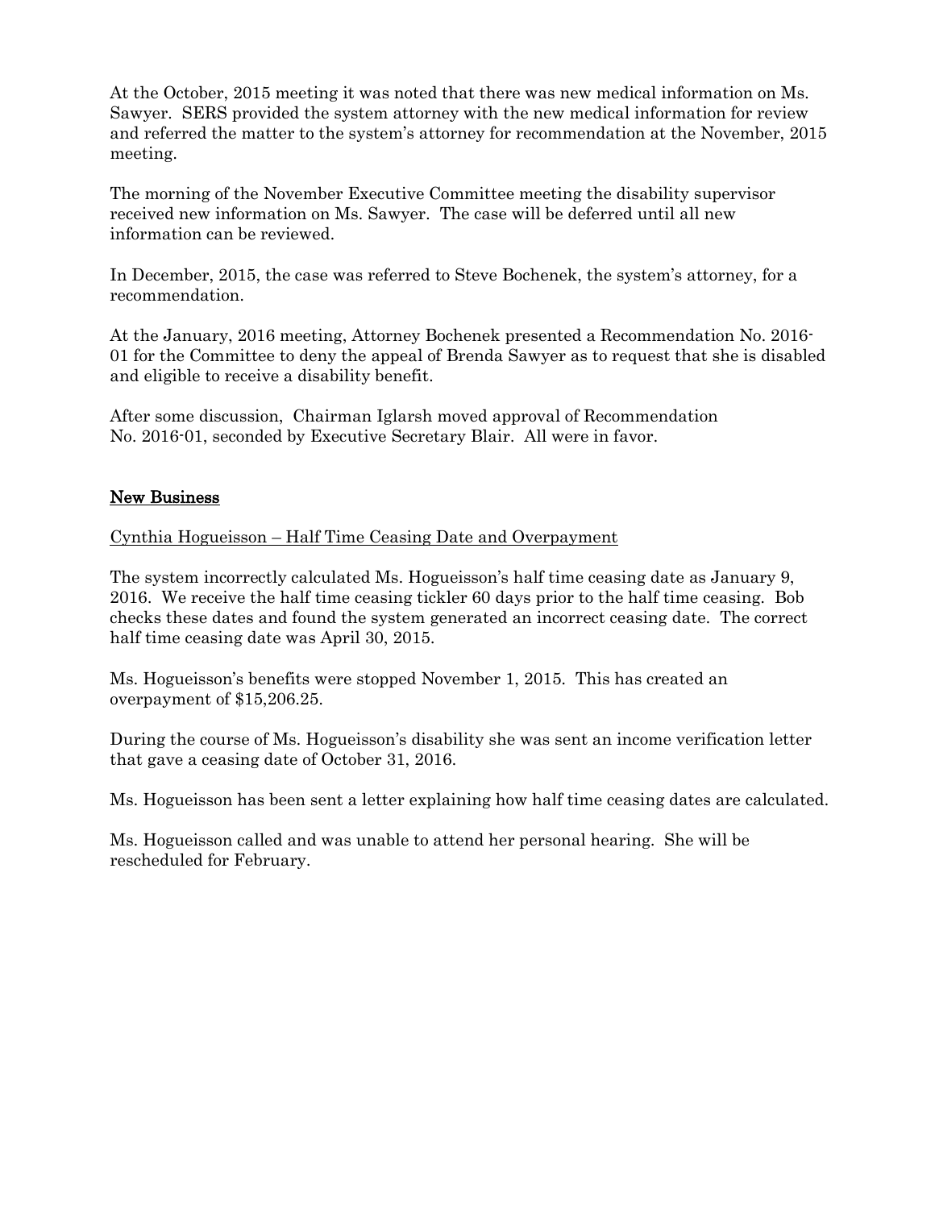At the October, 2015 meeting it was noted that there was new medical information on Ms. Sawyer. SERS provided the system attorney with the new medical information for review and referred the matter to the system's attorney for recommendation at the November, 2015 meeting.

The morning of the November Executive Committee meeting the disability supervisor received new information on Ms. Sawyer. The case will be deferred until all new information can be reviewed.

In December, 2015, the case was referred to Steve Bochenek, the system's attorney, for a recommendation.

At the January, 2016 meeting, Attorney Bochenek presented a Recommendation No. 2016-01 for the Committee to deny the appeal of Brenda Sawyer as to request that she is disabled and eligible to receive a disability benefit.

After some discussion, Chairman Iglarsh moved approval of Recommendation No. 2016-01, seconded by Executive Secretary Blair. All were in favor.

## New Business

Cynthia Hogueisson – Half Time Ceasing Date and Overpayment

The system incorrectly calculated Ms. Hogueisson's half time ceasing date as January 9, 2016. We receive the half time ceasing tickler 60 days prior to the half time ceasing. Bob checks these dates and found the system generated an incorrect ceasing date. The correct half time ceasing date was April 30, 2015.

Ms. Hogueisson's benefits were stopped November 1, 2015. This has created an overpayment of $15,206.25.

During the course of Ms. Hogueisson's disability she was sent an income verification letter that gave a ceasing date of October 31, 2016.

Ms. Hogueisson has been sent a letter explaining how half time ceasing dates are calculated.

Ms. Hogueisson called and was unable to attend her personal hearing. She will be rescheduled for February.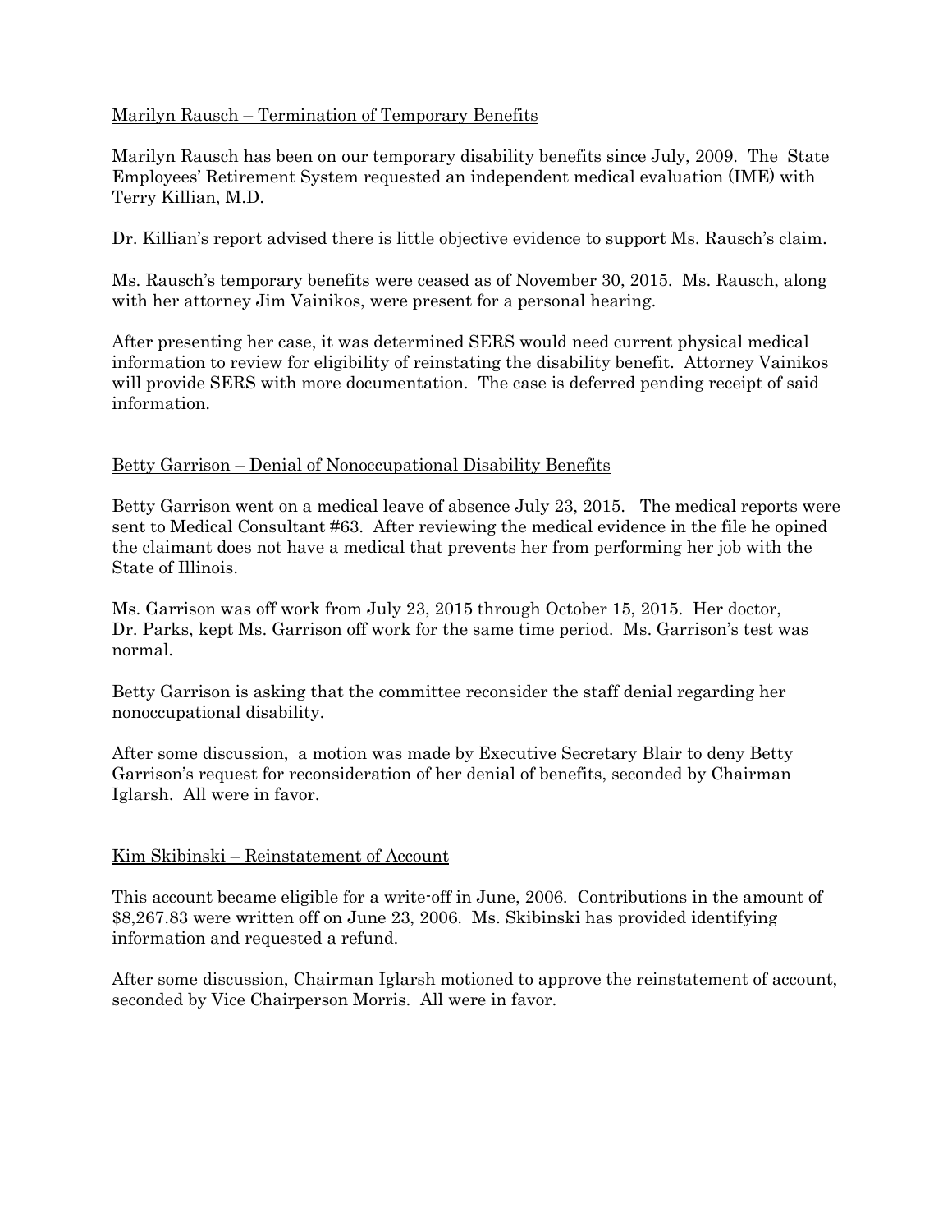Marilyn Rausch – Termination of Temporary Benefits

Marilyn Rausch has been on our temporary disability benefits since July, 2009. The State Employees' Retirement System requested an independent medical evaluation (IME) with Terry Killian, M.D.

Dr. Killian's report advised there is little objective evidence to support Ms. Rausch's claim.

Ms. Rausch's temporary benefits were ceased as of November 30, 2015. Ms. Rausch, along with her attorney Jim Vainikos, were present for a personal hearing.

After presenting her case, it was determined SERS would need current physical medical information to review for eligibility of reinstating the disability benefit. Attorney Vainikos will provide SERS with more documentation. The case is deferred pending receipt of said information.

Betty Garrison – Denial of Nonoccupational Disability Benefits

Betty Garrison went on a medical leave of absence July 23, 2015. The medical reports were sent to Medical Consultant #63. After reviewing the medical evidence in the file he opined the claimant does not have a medical that prevents her from performing her job with the State of Illinois.

Ms. Garrison was off work from July 23, 2015 through October 15, 2015. Her doctor, Dr. Parks, kept Ms. Garrison off work for the same time period. Ms. Garrison's test was normal.

Betty Garrison is asking that the committee reconsider the staff denial regarding her nonoccupational disability.

After some discussion, a motion was made by Executive Secretary Blair to deny Betty Garrison's request for reconsideration of her denial of benefits, seconded by Chairman Iglarsh. All were in favor.

Kim Skibinski – Reinstatement of Account

This account became eligible for a write-off in June, 2006. Contributions in the amount of $8,267.83 were written off on June 23, 2006. Ms. Skibinski has provided identifying information and requested a refund.

After some discussion, Chairman Iglarsh motioned to approve the reinstatement of account, seconded by Vice Chairperson Morris. All were in favor.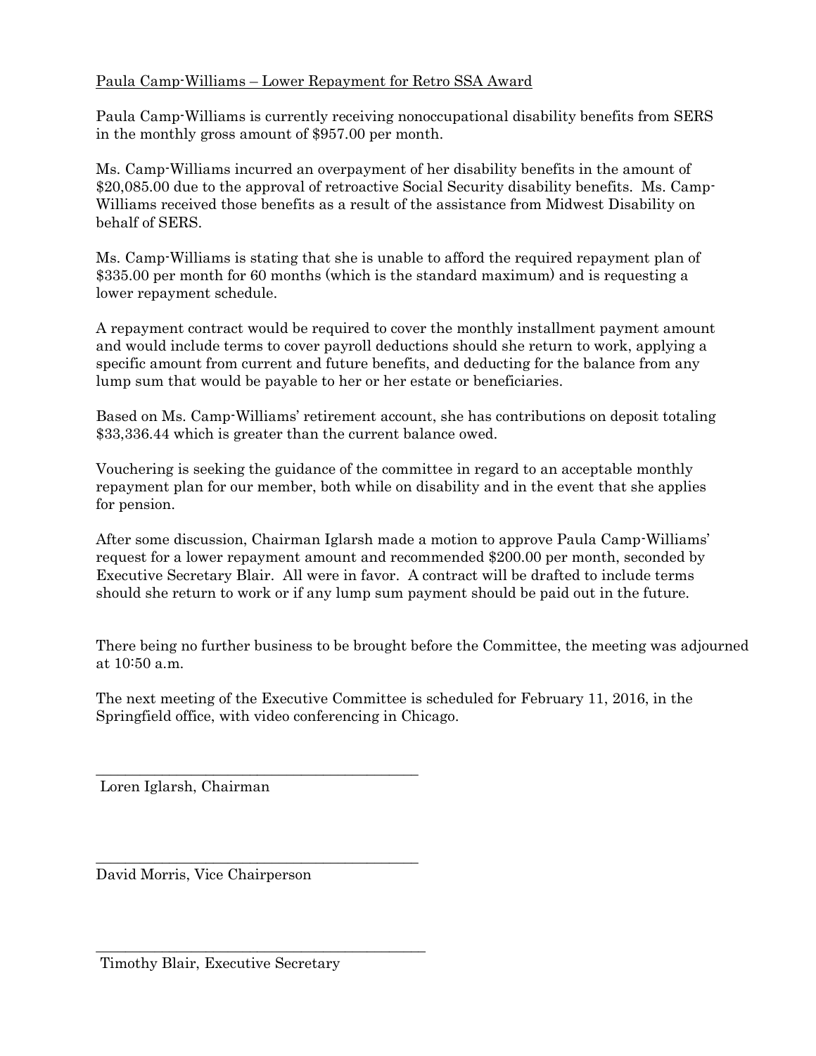Paula Camp-Williams – Lower Repayment for Retro SSA Award

Paula Camp-Williams is currently receiving nonoccupational disability benefits from SERS in the monthly gross amount of $957.00 per month.

Ms. Camp-Williams incurred an overpayment of her disability benefits in the amount of $20,085.00 due to the approval of retroactive Social Security disability benefits. Ms. Camp-Williams received those benefits as a result of the assistance from Midwest Disability on behalf of SERS.

Ms. Camp-Williams is stating that she is unable to afford the required repayment plan of $335.00 per month for 60 months (which is the standard maximum) and is requesting a lower repayment schedule.

A repayment contract would be required to cover the monthly installment payment amount and would include terms to cover payroll deductions should she return to work, applying a specific amount from current and future benefits, and deducting for the balance from any lump sum that would be payable to her or her estate or beneficiaries.

Based on Ms. Camp-Williams' retirement account, she has contributions on deposit totaling $33,336.44 which is greater than the current balance owed.

Vouchering is seeking the guidance of the committee in regard to an acceptable monthly repayment plan for our member, both while on disability and in the event that she applies for pension.

After some discussion, Chairman Iglarsh made a motion to approve Paula Camp-Williams' request for a lower repayment amount and recommended $200.00 per month, seconded by Executive Secretary Blair. All were in favor. A contract will be drafted to include terms should she return to work or if any lump sum payment should be paid out in the future.

There being no further business to be brought before the Committee, the meeting was adjourned at 10:50 a.m.

The next meeting of the Executive Committee is scheduled for February 11, 2016, in the Springfield office, with video conferencing in Chicago.

\_\_\_\_\_\_\_\_\_\_\_\_\_\_\_\_\_\_\_\_\_\_\_\_\_\_\_\_\_\_\_\_\_\_\_\_\_\_\_\_\_\_

Loren Iglarsh, Chairman

\_\_\_\_\_\_\_\_\_\_\_\_\_\_\_\_\_\_\_\_\_\_\_\_\_\_\_\_\_\_\_\_\_\_\_\_\_\_\_\_\_\_

David Morris, Vice Chairperson

\_\_\_\_\_\_\_\_\_\_\_\_\_\_\_\_\_\_\_\_\_\_\_\_\_\_\_\_\_\_\_\_\_\_\_\_\_\_\_\_\_\_

Timothy Blair, Executive Secretary